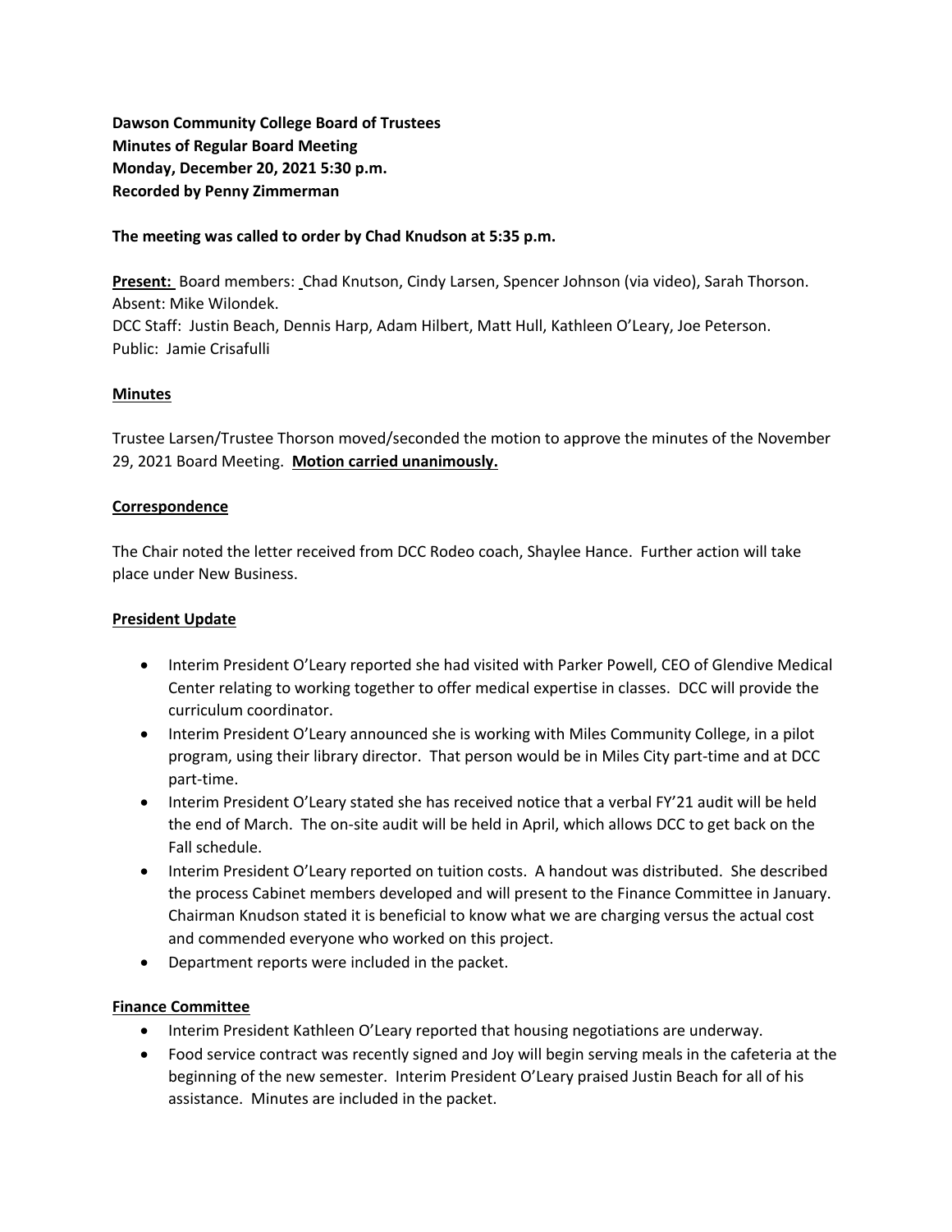**Dawson Community College Board of Trustees**
**Minutes of Regular Board Meeting**
**Monday, December 20, 2021 5:30 p.m.**
**Recorded by Penny Zimmerman**

**The meeting was called to order by Chad Knudson at 5:35 p.m.**

**Present:** Board members: Chad Knutson, Cindy Larsen, Spencer Johnson (via video), Sarah Thorson. Absent: Mike Wilondek.
DCC Staff: Justin Beach, Dennis Harp, Adam Hilbert, Matt Hull, Kathleen O'Leary, Joe Peterson.
Public: Jamie Crisafulli

## Minutes

Trustee Larsen/Trustee Thorson moved/seconded the motion to approve the minutes of the November 29, 2021 Board Meeting. **Motion carried unanimously.**

## Correspondence

The Chair noted the letter received from DCC Rodeo coach, Shaylee Hance. Further action will take place under New Business.

## President Update

- Interim President O'Leary reported she had visited with Parker Powell, CEO of Glendive Medical Center relating to working together to offer medical expertise in classes. DCC will provide the curriculum coordinator.
- Interim President O'Leary announced she is working with Miles Community College, in a pilot program, using their library director. That person would be in Miles City part-time and at DCC part-time.
- Interim President O'Leary stated she has received notice that a verbal FY'21 audit will be held the end of March. The on-site audit will be held in April, which allows DCC to get back on the Fall schedule.
- Interim President O'Leary reported on tuition costs. A handout was distributed. She described the process Cabinet members developed and will present to the Finance Committee in January. Chairman Knudson stated it is beneficial to know what we are charging versus the actual cost and commended everyone who worked on this project.
- Department reports were included in the packet.

## Finance Committee

- Interim President Kathleen O'Leary reported that housing negotiations are underway.
- Food service contract was recently signed and Joy will begin serving meals in the cafeteria at the beginning of the new semester. Interim President O'Leary praised Justin Beach for all of his assistance. Minutes are included in the packet.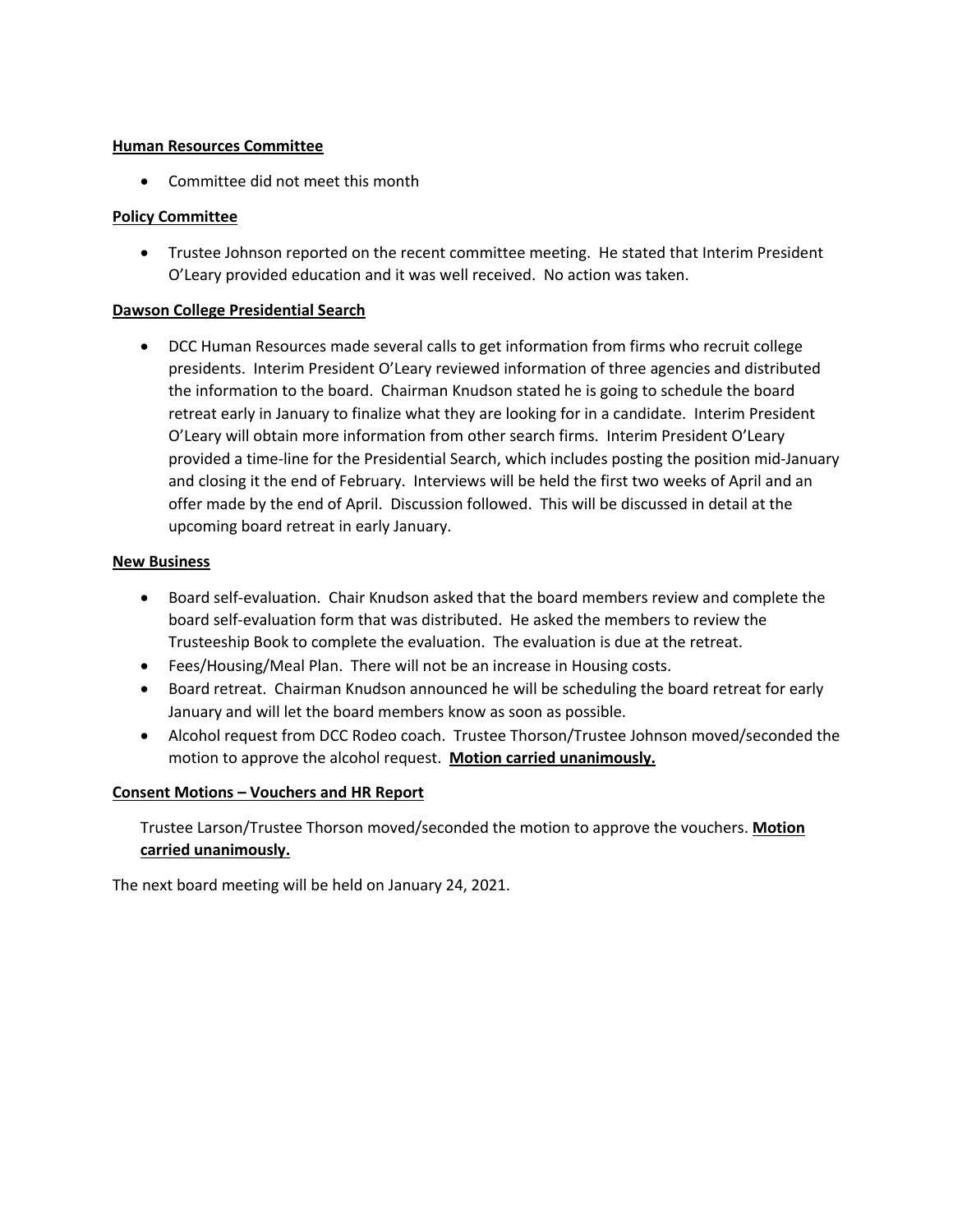**Human Resources Committee**

- Committee did not meet this month

**Policy Committee**

- Trustee Johnson reported on the recent committee meeting. He stated that Interim President O'Leary provided education and it was well received. No action was taken.

**Dawson College Presidential Search**

- DCC Human Resources made several calls to get information from firms who recruit college presidents. Interim President O'Leary reviewed information of three agencies and distributed the information to the board. Chairman Knudson stated he is going to schedule the board retreat early in January to finalize what they are looking for in a candidate. Interim President O'Leary will obtain more information from other search firms. Interim President O'Leary provided a time-line for the Presidential Search, which includes posting the position mid-January and closing it the end of February. Interviews will be held the first two weeks of April and an offer made by the end of April. Discussion followed. This will be discussed in detail at the upcoming board retreat in early January.

**New Business**

- Board self-evaluation. Chair Knudson asked that the board members review and complete the board self-evaluation form that was distributed. He asked the members to review the Trusteeship Book to complete the evaluation. The evaluation is due at the retreat.
- Fees/Housing/Meal Plan. There will not be an increase in Housing costs.
- Board retreat. Chairman Knudson announced he will be scheduling the board retreat for early January and will let the board members know as soon as possible.
- Alcohol request from DCC Rodeo coach. Trustee Thorson/Trustee Johnson moved/seconded the motion to approve the alcohol request. **Motion carried unanimously.**

**Consent Motions – Vouchers and HR Report**

Trustee Larson/Trustee Thorson moved/seconded the motion to approve the vouchers. **Motion carried unanimously.**

The next board meeting will be held on January 24, 2021.